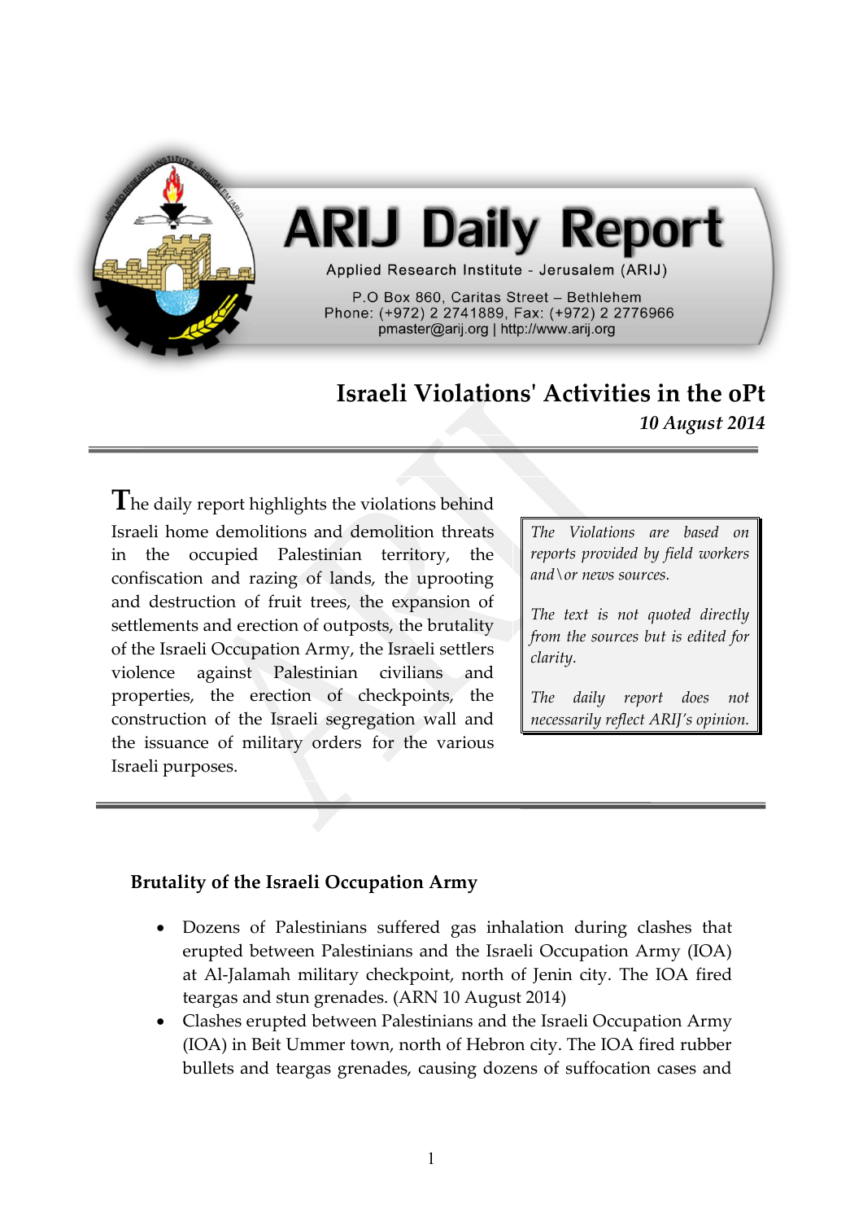# ARIJ Daily Report

Applied Research Institute - Jerusalem (ARIJ)

P.O Box 860, Caritas Street – Bethlehem
Phone: (+972) 2 2741889, Fax: (+972) 2 2776966
pmaster@arij.org | http://www.arij.org

## Israeli Violations' Activities in the oPt

*10 August 2014*

The daily report highlights the violations behind Israeli home demolitions and demolition threats in the occupied Palestinian territory, the confiscation and razing of lands, the uprooting and destruction of fruit trees, the expansion of settlements and erection of outposts, the brutality of the Israeli Occupation Army, the Israeli settlers violence against Palestinian civilians and properties, the erection of checkpoints, the construction of the Israeli segregation wall and the issuance of military orders for the various Israeli purposes.

> *The Violations are based on reports provided by field workers and\or news sources.*
>
> *The text is not quoted directly from the sources but is edited for clarity.*
>
> *The daily report does not necessarily reflect ARIJ's opinion.*

### Brutality of the Israeli Occupation Army

- Dozens of Palestinians suffered gas inhalation during clashes that erupted between Palestinians and the Israeli Occupation Army (IOA) at Al-Jalamah military checkpoint, north of Jenin city. The IOA fired teargas and stun grenades. (ARN 10 August 2014)
- Clashes erupted between Palestinians and the Israeli Occupation Army (IOA) in Beit Ummer town, north of Hebron city. The IOA fired rubber bullets and teargas grenades, causing dozens of suffocation cases and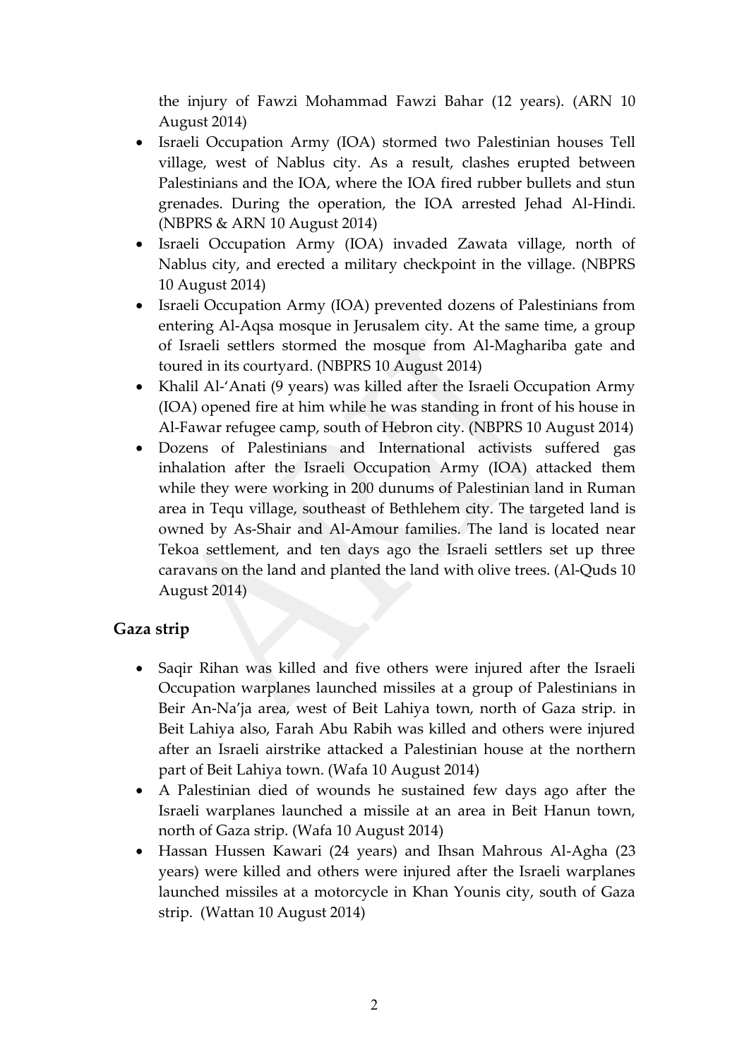the injury of Fawzi Mohammad Fawzi Bahar (12 years). (ARN 10 August 2014)

- Israeli Occupation Army (IOA) stormed two Palestinian houses Tell village, west of Nablus city. As a result, clashes erupted between Palestinians and the IOA, where the IOA fired rubber bullets and stun grenades. During the operation, the IOA arrested Jehad Al-Hindi. (NBPRS & ARN 10 August 2014)
- Israeli Occupation Army (IOA) invaded Zawata village, north of Nablus city, and erected a military checkpoint in the village. (NBPRS 10 August 2014)
- Israeli Occupation Army (IOA) prevented dozens of Palestinians from entering Al-Aqsa mosque in Jerusalem city. At the same time, a group of Israeli settlers stormed the mosque from Al-Maghariba gate and toured in its courtyard. (NBPRS 10 August 2014)
- Khalil Al-'Anati (9 years) was killed after the Israeli Occupation Army (IOA) opened fire at him while he was standing in front of his house in Al-Fawar refugee camp, south of Hebron city. (NBPRS 10 August 2014)
- Dozens of Palestinians and International activists suffered gas inhalation after the Israeli Occupation Army (IOA) attacked them while they were working in 200 dunums of Palestinian land in Ruman area in Tequ village, southeast of Bethlehem city. The targeted land is owned by As-Shair and Al-Amour families. The land is located near Tekoa settlement, and ten days ago the Israeli settlers set up three caravans on the land and planted the land with olive trees. (Al-Quds 10 August 2014)

## Gaza strip

- Saqir Rihan was killed and five others were injured after the Israeli Occupation warplanes launched missiles at a group of Palestinians in Beir An-Na'ja area, west of Beit Lahiya town, north of Gaza strip. in Beit Lahiya also, Farah Abu Rabih was killed and others were injured after an Israeli airstrike attacked a Palestinian house at the northern part of Beit Lahiya town. (Wafa 10 August 2014)
- A Palestinian died of wounds he sustained few days ago after the Israeli warplanes launched a missile at an area in Beit Hanun town, north of Gaza strip. (Wafa 10 August 2014)
- Hassan Hussen Kawari (24 years) and Ihsan Mahrous Al-Agha (23 years) were killed and others were injured after the Israeli warplanes launched missiles at a motorcycle in Khan Younis city, south of Gaza strip. (Wattan 10 August 2014)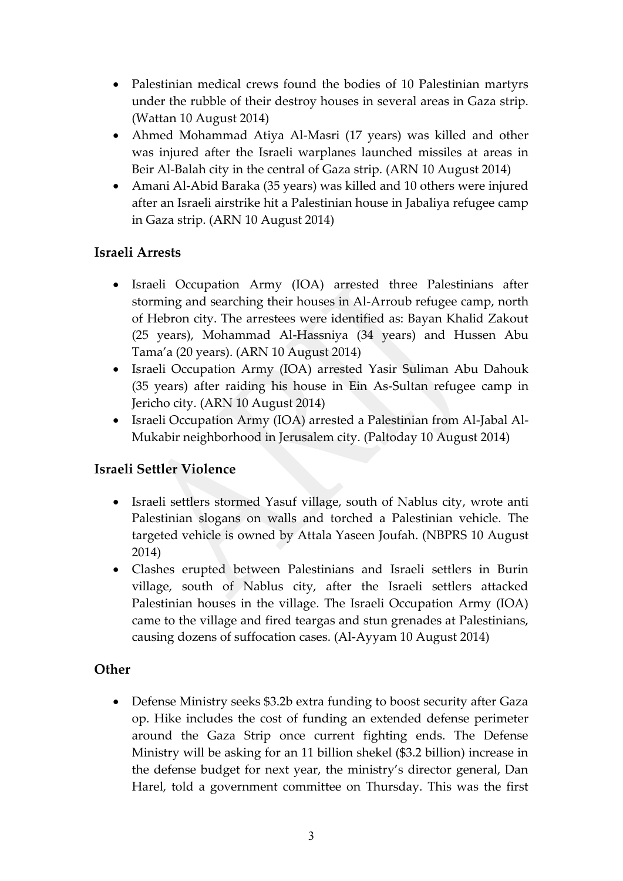- Palestinian medical crews found the bodies of 10 Palestinian martyrs under the rubble of their destroy houses in several areas in Gaza strip. (Wattan 10 August 2014)
- Ahmed Mohammad Atiya Al-Masri (17 years) was killed and other was injured after the Israeli warplanes launched missiles at areas in Beir Al-Balah city in the central of Gaza strip. (ARN 10 August 2014)
- Amani Al-Abid Baraka (35 years) was killed and 10 others were injured after an Israeli airstrike hit a Palestinian house in Jabaliya refugee camp in Gaza strip. (ARN 10 August 2014)

### Israeli Arrests

- Israeli Occupation Army (IOA) arrested three Palestinians after storming and searching their houses in Al-Arroub refugee camp, north of Hebron city. The arrestees were identified as: Bayan Khalid Zakout (25 years), Mohammad Al-Hassniya (34 years) and Hussen Abu Tama'a (20 years). (ARN 10 August 2014)
- Israeli Occupation Army (IOA) arrested Yasir Suliman Abu Dahouk (35 years) after raiding his house in Ein As-Sultan refugee camp in Jericho city. (ARN 10 August 2014)
- Israeli Occupation Army (IOA) arrested a Palestinian from Al-Jabal Al-Mukabir neighborhood in Jerusalem city. (Paltoday 10 August 2014)

### Israeli Settler Violence

- Israeli settlers stormed Yasuf village, south of Nablus city, wrote anti Palestinian slogans on walls and torched a Palestinian vehicle. The targeted vehicle is owned by Attala Yaseen Joufah. (NBPRS 10 August 2014)
- Clashes erupted between Palestinians and Israeli settlers in Burin village, south of Nablus city, after the Israeli settlers attacked Palestinian houses in the village. The Israeli Occupation Army (IOA) came to the village and fired teargas and stun grenades at Palestinians, causing dozens of suffocation cases. (Al-Ayyam 10 August 2014)

### Other

- Defense Ministry seeks $3.2b extra funding to boost security after Gaza op. Hike includes the cost of funding an extended defense perimeter around the Gaza Strip once current fighting ends. The Defense Ministry will be asking for an 11 billion shekel ($3.2 billion) increase in the defense budget for next year, the ministry's director general, Dan Harel, told a government committee on Thursday. This was the first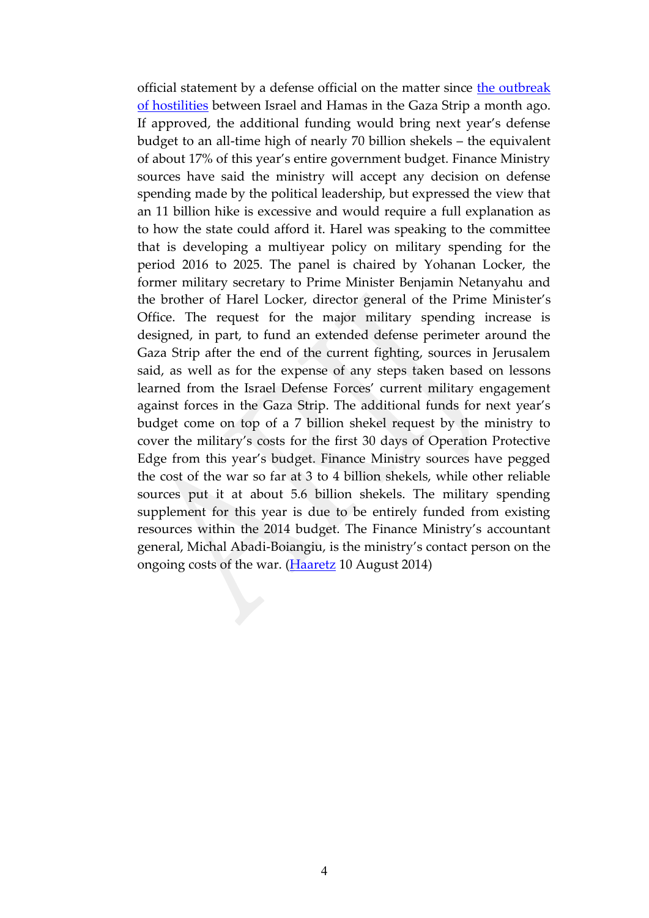official statement by a defense official on the matter since the outbreak of hostilities between Israel and Hamas in the Gaza Strip a month ago. If approved, the additional funding would bring next year's defense budget to an all-time high of nearly 70 billion shekels – the equivalent of about 17% of this year's entire government budget. Finance Ministry sources have said the ministry will accept any decision on defense spending made by the political leadership, but expressed the view that an 11 billion hike is excessive and would require a full explanation as to how the state could afford it. Harel was speaking to the committee that is developing a multiyear policy on military spending for the period 2016 to 2025. The panel is chaired by Yohanan Locker, the former military secretary to Prime Minister Benjamin Netanyahu and the brother of Harel Locker, director general of the Prime Minister's Office. The request for the major military spending increase is designed, in part, to fund an extended defense perimeter around the Gaza Strip after the end of the current fighting, sources in Jerusalem said, as well as for the expense of any steps taken based on lessons learned from the Israel Defense Forces' current military engagement against forces in the Gaza Strip. The additional funds for next year's budget come on top of a 7 billion shekel request by the ministry to cover the military's costs for the first 30 days of Operation Protective Edge from this year's budget. Finance Ministry sources have pegged the cost of the war so far at 3 to 4 billion shekels, while other reliable sources put it at about 5.6 billion shekels. The military spending supplement for this year is due to be entirely funded from existing resources within the 2014 budget. The Finance Ministry's accountant general, Michal Abadi-Boiangiu, is the ministry's contact person on the ongoing costs of the war. (Haaretz 10 August 2014)